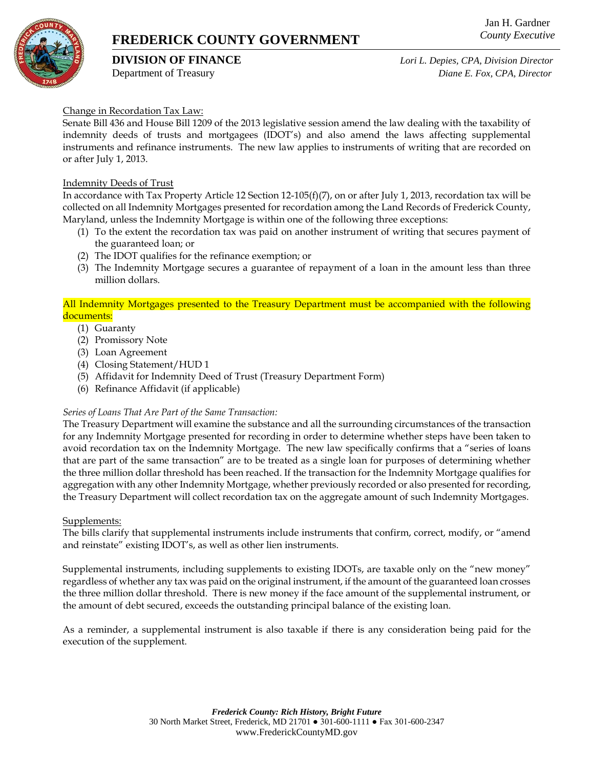# FREDERICK COUNTY GOVERNMENT

Jan H. Gardner
*County Executive*

**DIVISION OF FINANCE**
Department of Treasury

*Lori L. Depies, CPA, Division Director*
*Diane E. Fox, CPA, Director*

## Change in Recordation Tax Law:

Senate Bill 436 and House Bill 1209 of the 2013 legislative session amend the law dealing with the taxability of indemnity deeds of trusts and mortgagees (IDOT's) and also amend the laws affecting supplemental instruments and refinance instruments. The new law applies to instruments of writing that are recorded on or after July 1, 2013.

## Indemnity Deeds of Trust

In accordance with Tax Property Article 12 Section 12-105(f)(7), on or after July 1, 2013, recordation tax will be collected on all Indemnity Mortgages presented for recordation among the Land Records of Frederick County, Maryland, unless the Indemnity Mortgage is within one of the following three exceptions:

1. To the extent the recordation tax was paid on another instrument of writing that secures payment of the guaranteed loan; or
2. The IDOT qualifies for the refinance exemption; or
3. The Indemnity Mortgage secures a guarantee of repayment of a loan in the amount less than three million dollars.

All Indemnity Mortgages presented to the Treasury Department must be accompanied with the following documents:

1. Guaranty
2. Promissory Note
3. Loan Agreement
4. Closing Statement/HUD 1
5. Affidavit for Indemnity Deed of Trust (Treasury Department Form)
6. Refinance Affidavit (if applicable)

*Series of Loans That Are Part of the Same Transaction:*

The Treasury Department will examine the substance and all the surrounding circumstances of the transaction for any Indemnity Mortgage presented for recording in order to determine whether steps have been taken to avoid recordation tax on the Indemnity Mortgage. The new law specifically confirms that a "series of loans that are part of the same transaction" are to be treated as a single loan for purposes of determining whether the three million dollar threshold has been reached. If the transaction for the Indemnity Mortgage qualifies for aggregation with any other Indemnity Mortgage, whether previously recorded or also presented for recording, the Treasury Department will collect recordation tax on the aggregate amount of such Indemnity Mortgages.

## Supplements:

The bills clarify that supplemental instruments include instruments that confirm, correct, modify, or "amend and reinstate" existing IDOT's, as well as other lien instruments.

Supplemental instruments, including supplements to existing IDOTs, are taxable only on the "new money" regardless of whether any tax was paid on the original instrument, if the amount of the guaranteed loan crosses the three million dollar threshold. There is new money if the face amount of the supplemental instrument, or the amount of debt secured, exceeds the outstanding principal balance of the existing loan.

As a reminder, a supplemental instrument is also taxable if there is any consideration being paid for the execution of the supplement.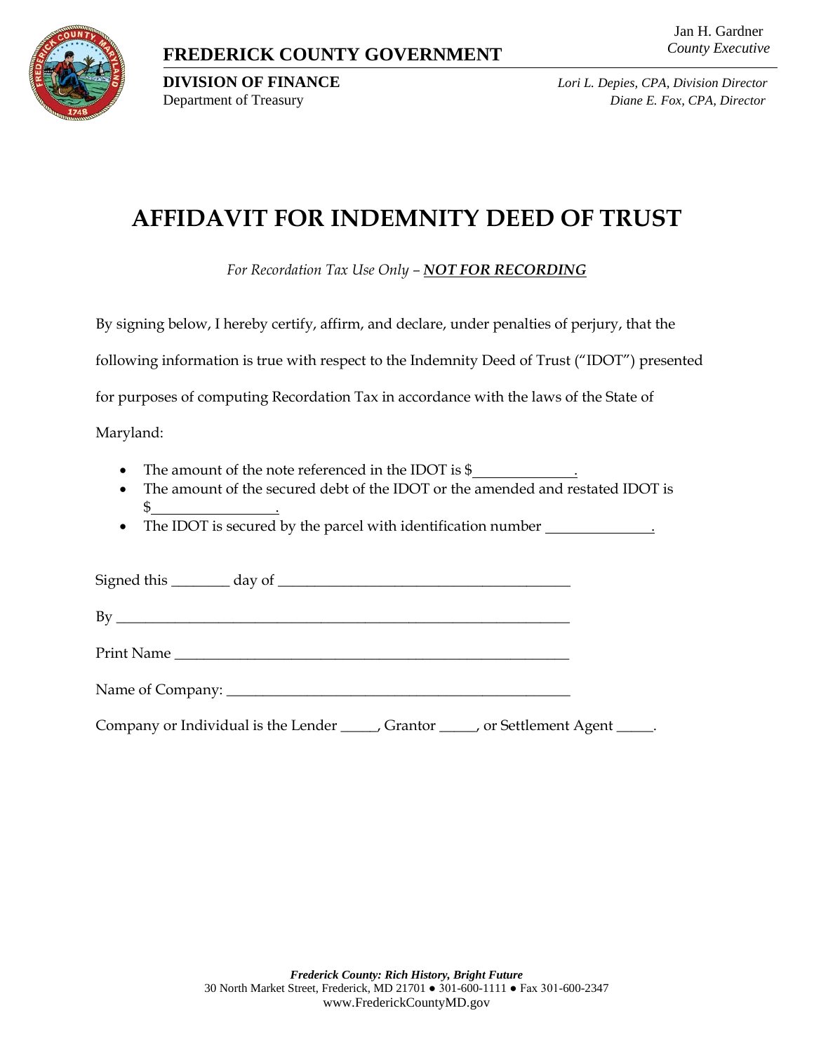**FREDERICK COUNTY GOVERNMENT**

Jan H. Gardner
*County Executive*

**DIVISION OF FINANCE**
Department of Treasury

*Lori L. Depies, CPA, Division Director*
*Diane E. Fox, CPA, Director*

# AFFIDAVIT FOR INDEMNITY DEED OF TRUST

*For Recordation Tax Use Only – **NOT FOR RECORDING***

By signing below, I hereby certify, affirm, and declare, under penalties of perjury, that the following information is true with respect to the Indemnity Deed of Trust ("IDOT") presented for purposes of computing Recordation Tax in accordance with the laws of the State of Maryland:

- The amount of the note referenced in the IDOT is $_____________.
- The amount of the secured debt of the IDOT or the amended and restated IDOT is $________________.
- The IDOT is secured by the parcel with identification number _____________.

Signed this _______ day of ______________________________________

By __________________________________________________________

Print Name ___________________________________________________

Name of Company: _____________________________________________

Company or Individual is the Lender _____, Grantor _____, or Settlement Agent _____.

***Frederick County: Rich History, Bright Future***
30 North Market Street, Frederick, MD 21701 ● 301-600-1111 ● Fax 301-600-2347
www.FrederickCountyMD.gov